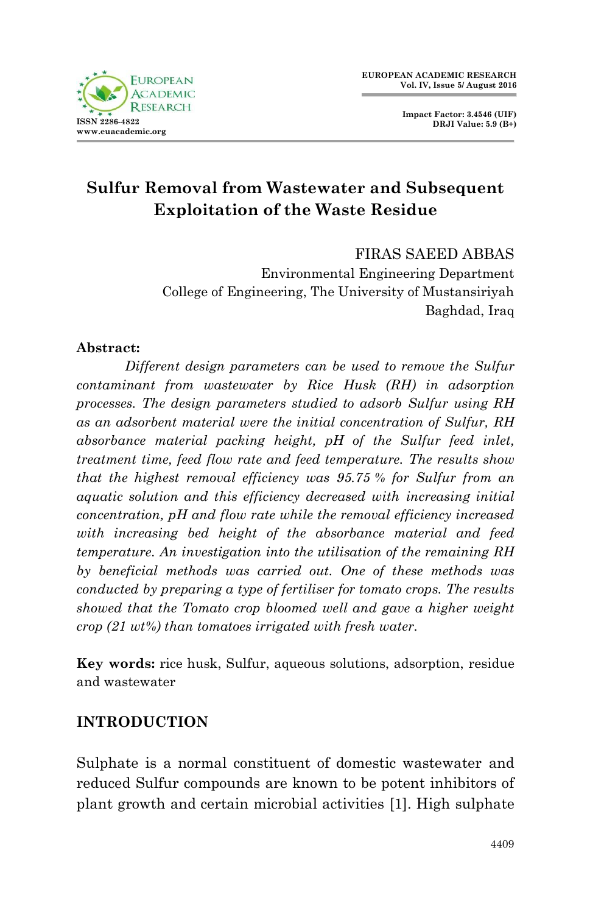# Sulfur Removal from Wastewater and Subsequent Exploitation of the Waste Residue

FIRAS SAEED ABBAS
Environmental Engineering Department
College of Engineering, The University of Mustansiriyah
Baghdad, Iraq

**Abstract:**

*Different design parameters can be used to remove the Sulfur contaminant from wastewater by Rice Husk (RH) in adsorption processes. The design parameters studied to adsorb Sulfur using RH as an adsorbent material were the initial concentration of Sulfur, RH absorbance material packing height, pH of the Sulfur feed inlet, treatment time, feed flow rate and feed temperature. The results show that the highest removal efficiency was 95.75 % for Sulfur from an aquatic solution and this efficiency decreased with increasing initial concentration, pH and flow rate while the removal efficiency increased with increasing bed height of the absorbance material and feed temperature. An investigation into the utilisation of the remaining RH by beneficial methods was carried out. One of these methods was conducted by preparing a type of fertiliser for tomato crops. The results showed that the Tomato crop bloomed well and gave a higher weight crop (21 wt%) than tomatoes irrigated with fresh water.*

**Key words:** rice husk, Sulfur, aqueous solutions, adsorption, residue and wastewater

## INTRODUCTION

Sulphate is a normal constituent of domestic wastewater and reduced Sulfur compounds are known to be potent inhibitors of plant growth and certain microbial activities [1]. High sulphate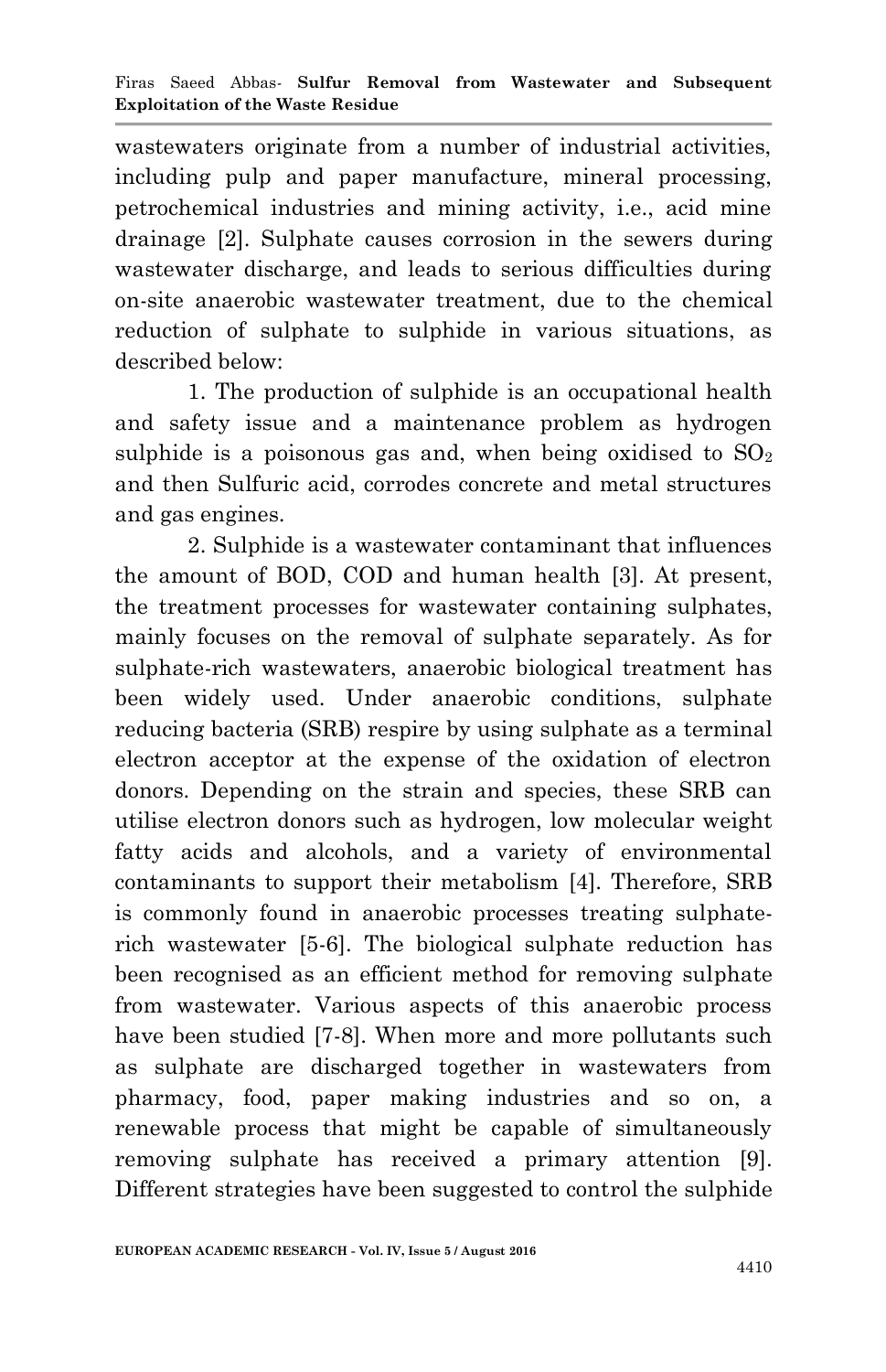wastewaters originate from a number of industrial activities, including pulp and paper manufacture, mineral processing, petrochemical industries and mining activity, i.e., acid mine drainage [2]. Sulphate causes corrosion in the sewers during wastewater discharge, and leads to serious difficulties during on-site anaerobic wastewater treatment, due to the chemical reduction of sulphate to sulphide in various situations, as described below:

1. The production of sulphide is an occupational health and safety issue and a maintenance problem as hydrogen sulphide is a poisonous gas and, when being oxidised to $SO_2$ and then Sulfuric acid, corrodes concrete and metal structures and gas engines.

2. Sulphide is a wastewater contaminant that influences the amount of BOD, COD and human health [3]. At present, the treatment processes for wastewater containing sulphates, mainly focuses on the removal of sulphate separately. As for sulphate-rich wastewaters, anaerobic biological treatment has been widely used. Under anaerobic conditions, sulphate reducing bacteria (SRB) respire by using sulphate as a terminal electron acceptor at the expense of the oxidation of electron donors. Depending on the strain and species, these SRB can utilise electron donors such as hydrogen, low molecular weight fatty acids and alcohols, and a variety of environmental contaminants to support their metabolism [4]. Therefore, SRB is commonly found in anaerobic processes treating sulphate-rich wastewater [5-6]. The biological sulphate reduction has been recognised as an efficient method for removing sulphate from wastewater. Various aspects of this anaerobic process have been studied [7-8]. When more and more pollutants such as sulphate are discharged together in wastewaters from pharmacy, food, paper making industries and so on, a renewable process that might be capable of simultaneously removing sulphate has received a primary attention [9]. Different strategies have been suggested to control the sulphide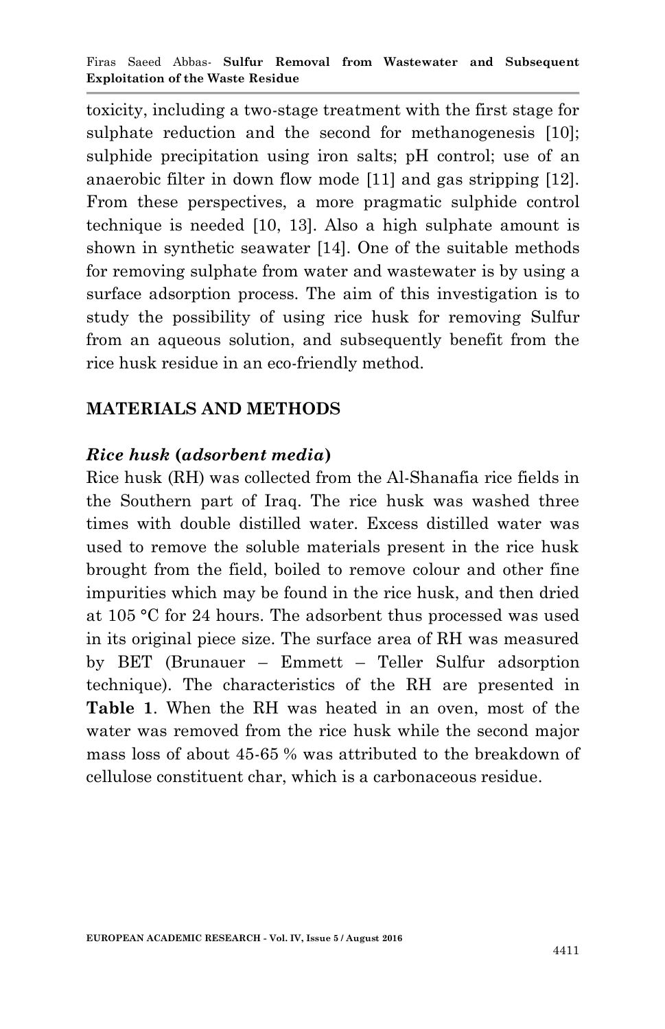toxicity, including a two-stage treatment with the first stage for sulphate reduction and the second for methanogenesis [10]; sulphide precipitation using iron salts; pH control; use of an anaerobic filter in down flow mode [11] and gas stripping [12]. From these perspectives, a more pragmatic sulphide control technique is needed [10, 13]. Also a high sulphate amount is shown in synthetic seawater [14]. One of the suitable methods for removing sulphate from water and wastewater is by using a surface adsorption process. The aim of this investigation is to study the possibility of using rice husk for removing Sulfur from an aqueous solution, and subsequently benefit from the rice husk residue in an eco-friendly method.

## MATERIALS AND METHODS

### *Rice husk* **(***adsorbent media***)**

Rice husk (RH) was collected from the Al-Shanafia rice fields in the Southern part of Iraq. The rice husk was washed three times with double distilled water. Excess distilled water was used to remove the soluble materials present in the rice husk brought from the field, boiled to remove colour and other fine impurities which may be found in the rice husk, and then dried at 105 °C for 24 hours. The adsorbent thus processed was used in its original piece size. The surface area of RH was measured by BET (Brunauer – Emmett – Teller Sulfur adsorption technique). The characteristics of the RH are presented in **Table 1**. When the RH was heated in an oven, most of the water was removed from the rice husk while the second major mass loss of about 45-65 % was attributed to the breakdown of cellulose constituent char, which is a carbonaceous residue.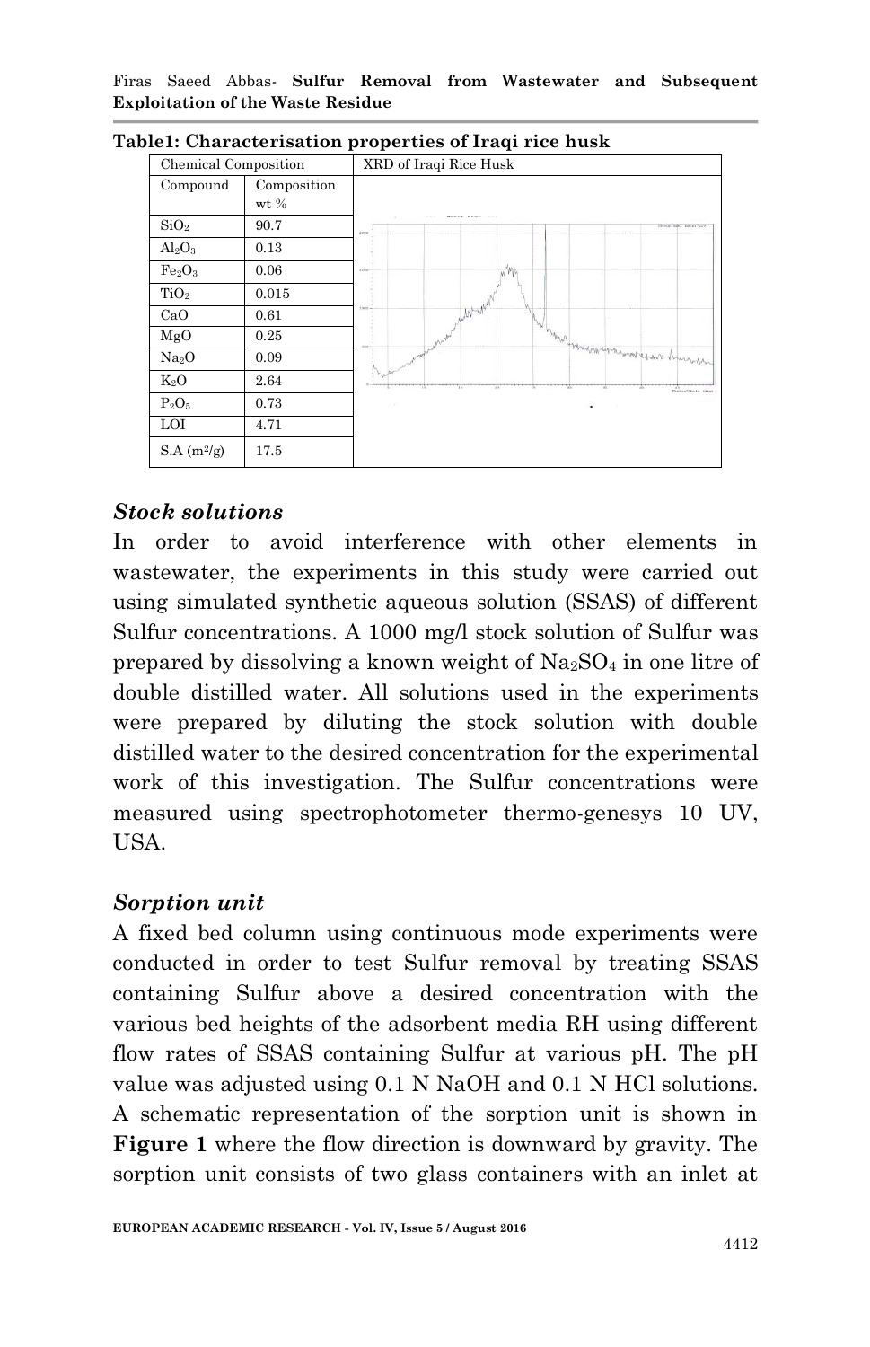**Table1: Characterisation properties of Iraqi rice husk**

| Chemical Composition | | XRD of Iraqi Rice Husk |
|---|---|---|
| Compound | Composition wt % | |
| $SiO_2$ | 90.7 | |
| $Al_2O_3$ | 0.13 | |
| $Fe_2O_3$ | 0.06 | |
| $TiO_2$ | 0.015 | |
| CaO | 0.61 | |
| MgO | 0.25 | |
| $Na_2O$ | 0.09 | |
| $K_2O$ | 2.64 | |
| $P_2O_5$ | 0.73 | |
| LOI | 4.71 | |
| S.A ($m^2/g$) | 17.5 | |

### *Stock solutions*

In order to avoid interference with other elements in wastewater, the experiments in this study were carried out using simulated synthetic aqueous solution (SSAS) of different Sulfur concentrations. A 1000 mg/l stock solution of Sulfur was prepared by dissolving a known weight of $Na_2SO_4$ in one litre of double distilled water. All solutions used in the experiments were prepared by diluting the stock solution with double distilled water to the desired concentration for the experimental work of this investigation. The Sulfur concentrations were measured using spectrophotometer thermo-genesys 10 UV, USA.

### *Sorption unit*

A fixed bed column using continuous mode experiments were conducted in order to test Sulfur removal by treating SSAS containing Sulfur above a desired concentration with the various bed heights of the adsorbent media RH using different flow rates of SSAS containing Sulfur at various pH. The pH value was adjusted using 0.1 N NaOH and 0.1 N HCl solutions. A schematic representation of the sorption unit is shown in **Figure 1** where the flow direction is downward by gravity. The sorption unit consists of two glass containers with an inlet at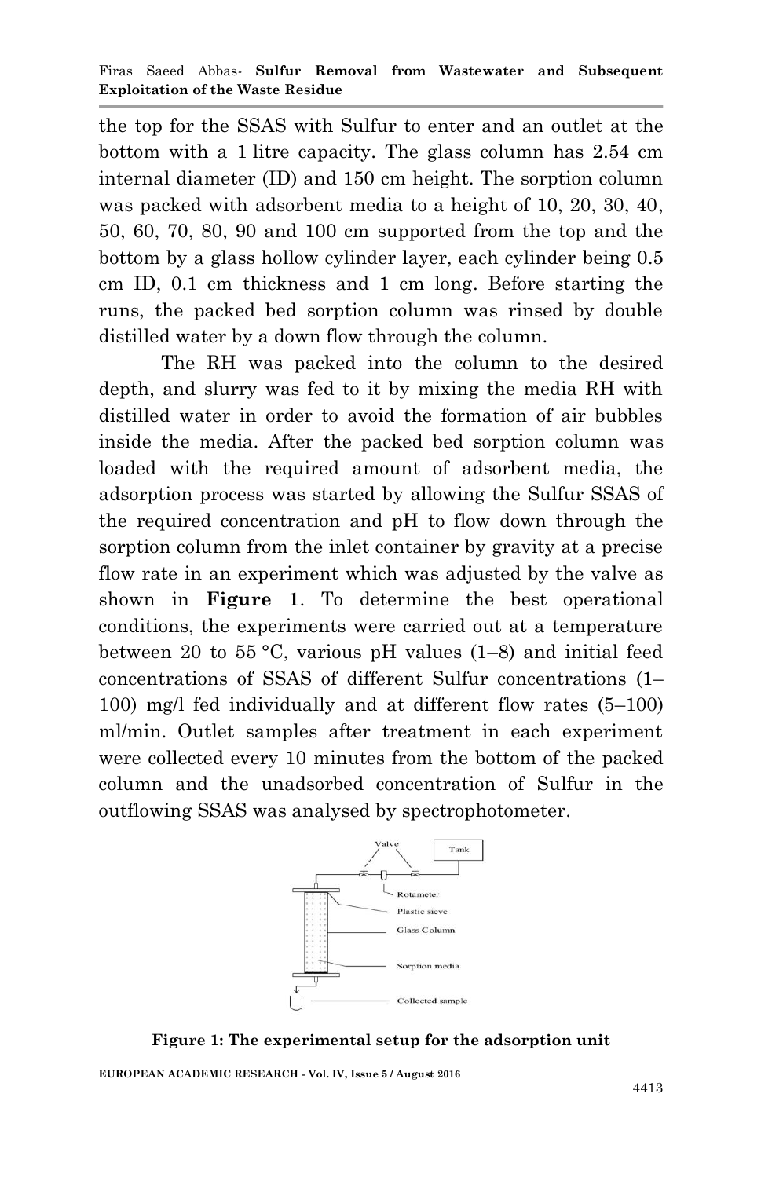the top for the SSAS with Sulfur to enter and an outlet at the bottom with a 1 litre capacity. The glass column has 2.54 cm internal diameter (ID) and 150 cm height. The sorption column was packed with adsorbent media to a height of 10, 20, 30, 40, 50, 60, 70, 80, 90 and 100 cm supported from the top and the bottom by a glass hollow cylinder layer, each cylinder being 0.5 cm ID, 0.1 cm thickness and 1 cm long. Before starting the runs, the packed bed sorption column was rinsed by double distilled water by a down flow through the column.

The RH was packed into the column to the desired depth, and slurry was fed to it by mixing the media RH with distilled water in order to avoid the formation of air bubbles inside the media. After the packed bed sorption column was loaded with the required amount of adsorbent media, the adsorption process was started by allowing the Sulfur SSAS of the required concentration and pH to flow down through the sorption column from the inlet container by gravity at a precise flow rate in an experiment which was adjusted by the valve as shown in **Figure 1**. To determine the best operational conditions, the experiments were carried out at a temperature between 20 to 55 °C, various pH values (1–8) and initial feed concentrations of SSAS of different Sulfur concentrations (1–100) mg/l fed individually and at different flow rates (5–100) ml/min. Outlet samples after treatment in each experiment were collected every 10 minutes from the bottom of the packed column and the unadsorbed concentration of Sulfur in the outflowing SSAS was analysed by spectrophotometer.

Valve
Tank
Rotameter
Plastic sieve
Glass Column
Sorption media
Collected sample

**Figure 1: The experimental setup for the adsorption unit**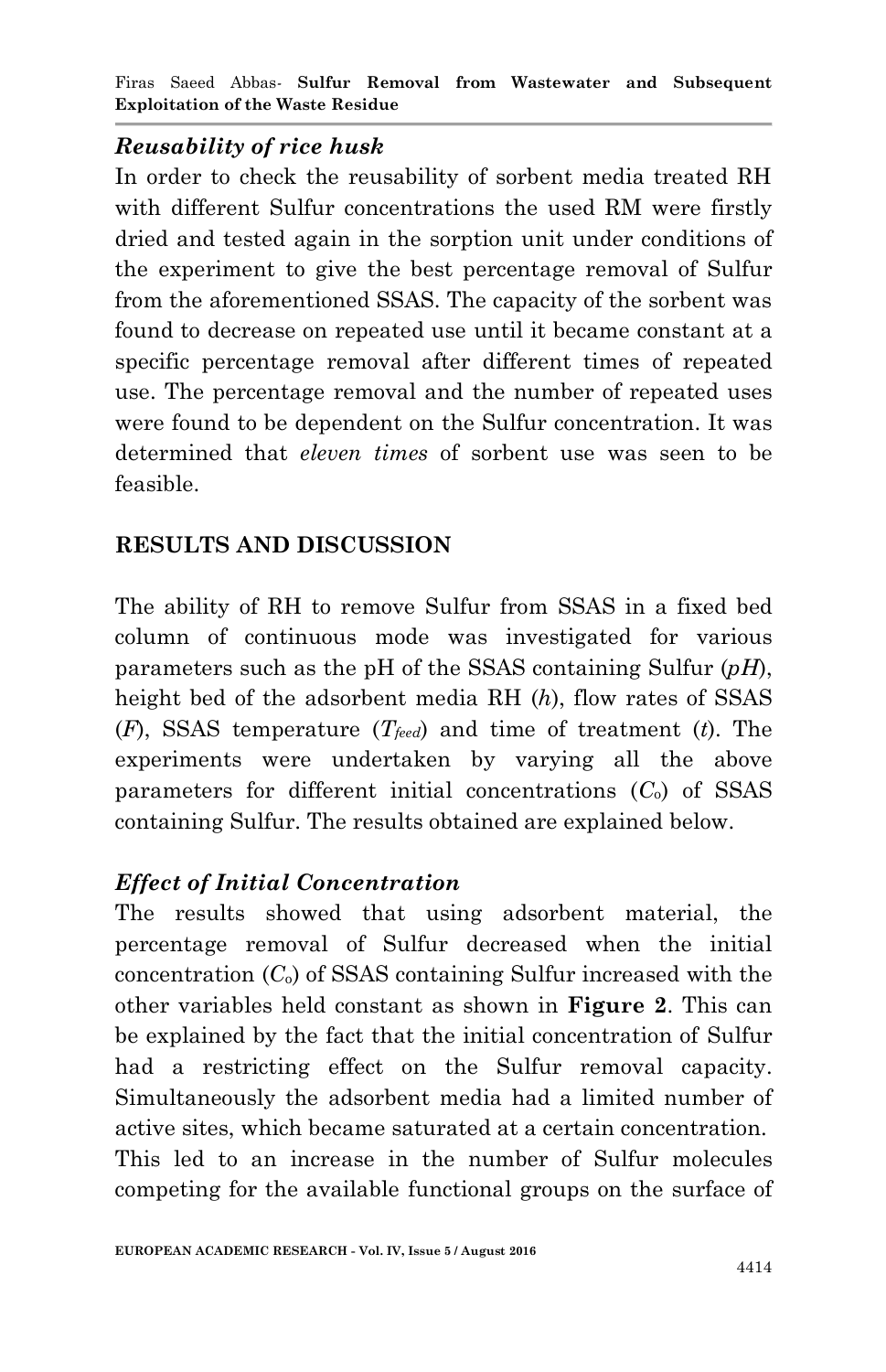### *Reusability of rice husk*

In order to check the reusability of sorbent media treated RH with different Sulfur concentrations the used RM were firstly dried and tested again in the sorption unit under conditions of the experiment to give the best percentage removal of Sulfur from the aforementioned SSAS. The capacity of the sorbent was found to decrease on repeated use until it became constant at a specific percentage removal after different times of repeated use. The percentage removal and the number of repeated uses were found to be dependent on the Sulfur concentration. It was determined that *eleven times* of sorbent use was seen to be feasible.

## RESULTS AND DISCUSSION

The ability of RH to remove Sulfur from SSAS in a fixed bed column of continuous mode was investigated for various parameters such as the pH of the SSAS containing Sulfur (*pH*), height bed of the adsorbent media RH ($h$), flow rates of SSAS ($F$), SSAS temperature ($T_{feed}$) and time of treatment ($t$). The experiments were undertaken by varying all the above parameters for different initial concentrations ($C_o$) of SSAS containing Sulfur. The results obtained are explained below.

### *Effect of Initial Concentration*

The results showed that using adsorbent material, the percentage removal of Sulfur decreased when the initial concentration ($C_o$) of SSAS containing Sulfur increased with the other variables held constant as shown in **Figure 2**. This can be explained by the fact that the initial concentration of Sulfur had a restricting effect on the Sulfur removal capacity. Simultaneously the adsorbent media had a limited number of active sites, which became saturated at a certain concentration. This led to an increase in the number of Sulfur molecules competing for the available functional groups on the surface of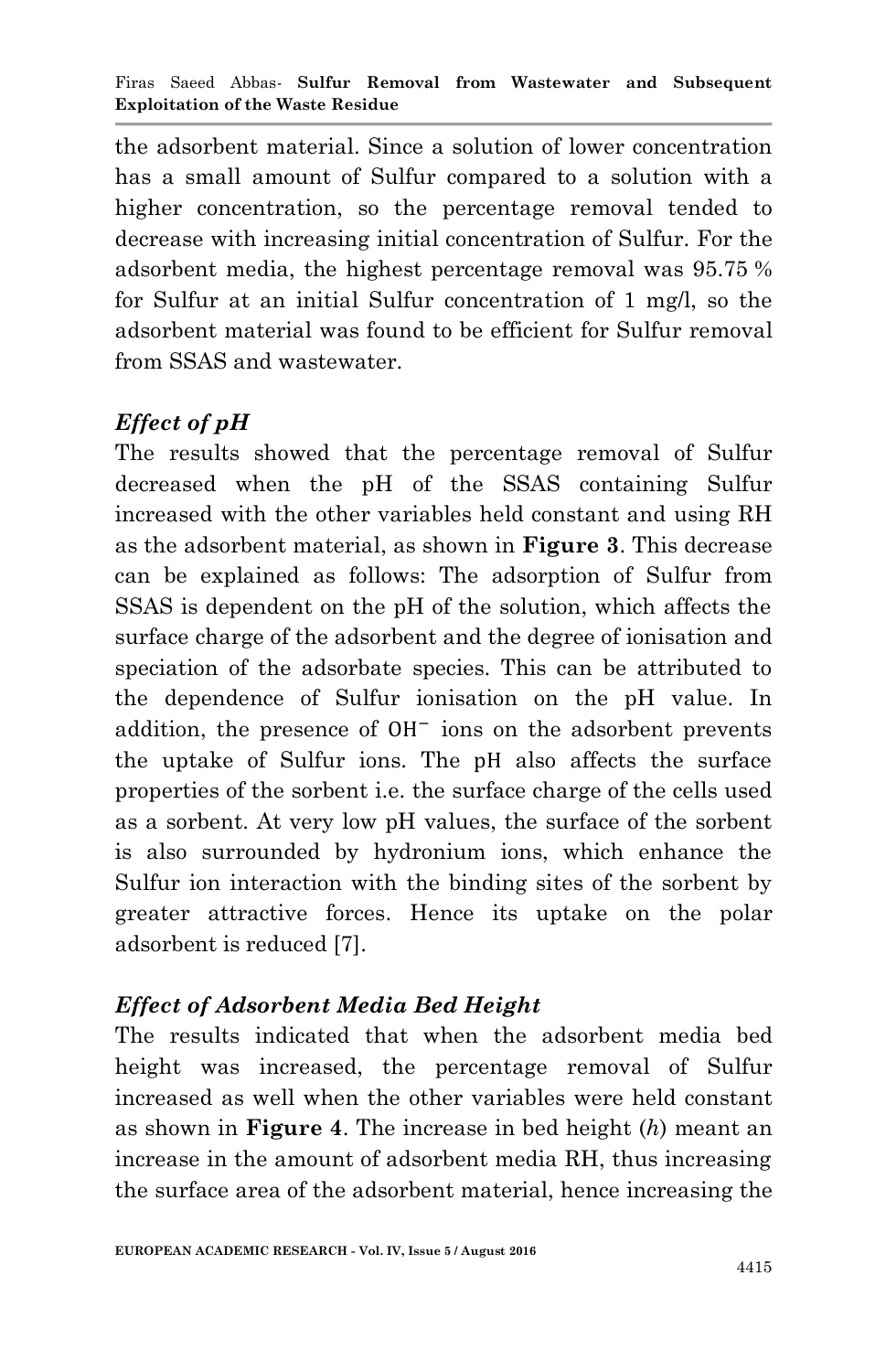the adsorbent material. Since a solution of lower concentration has a small amount of Sulfur compared to a solution with a higher concentration, so the percentage removal tended to decrease with increasing initial concentration of Sulfur. For the adsorbent media, the highest percentage removal was 95.75 % for Sulfur at an initial Sulfur concentration of 1 mg/l, so the adsorbent material was found to be efficient for Sulfur removal from SSAS and wastewater.

### *Effect of pH*

The results showed that the percentage removal of Sulfur decreased when the pH of the SSAS containing Sulfur increased with the other variables held constant and using RH as the adsorbent material, as shown in **Figure 3**. This decrease can be explained as follows: The adsorption of Sulfur from SSAS is dependent on the pH of the solution, which affects the surface charge of the adsorbent and the degree of ionisation and speciation of the adsorbate species. This can be attributed to the dependence of Sulfur ionisation on the pH value. In addition, the presence of $OH^-$ ions on the adsorbent prevents the uptake of Sulfur ions. The pH also affects the surface properties of the sorbent i.e. the surface charge of the cells used as a sorbent. At very low pH values, the surface of the sorbent is also surrounded by hydronium ions, which enhance the Sulfur ion interaction with the binding sites of the sorbent by greater attractive forces. Hence its uptake on the polar adsorbent is reduced [7].

### *Effect of Adsorbent Media Bed Height*

The results indicated that when the adsorbent media bed height was increased, the percentage removal of Sulfur increased as well when the other variables were held constant as shown in **Figure 4**. The increase in bed height ($h$) meant an increase in the amount of adsorbent media RH, thus increasing the surface area of the adsorbent material, hence increasing the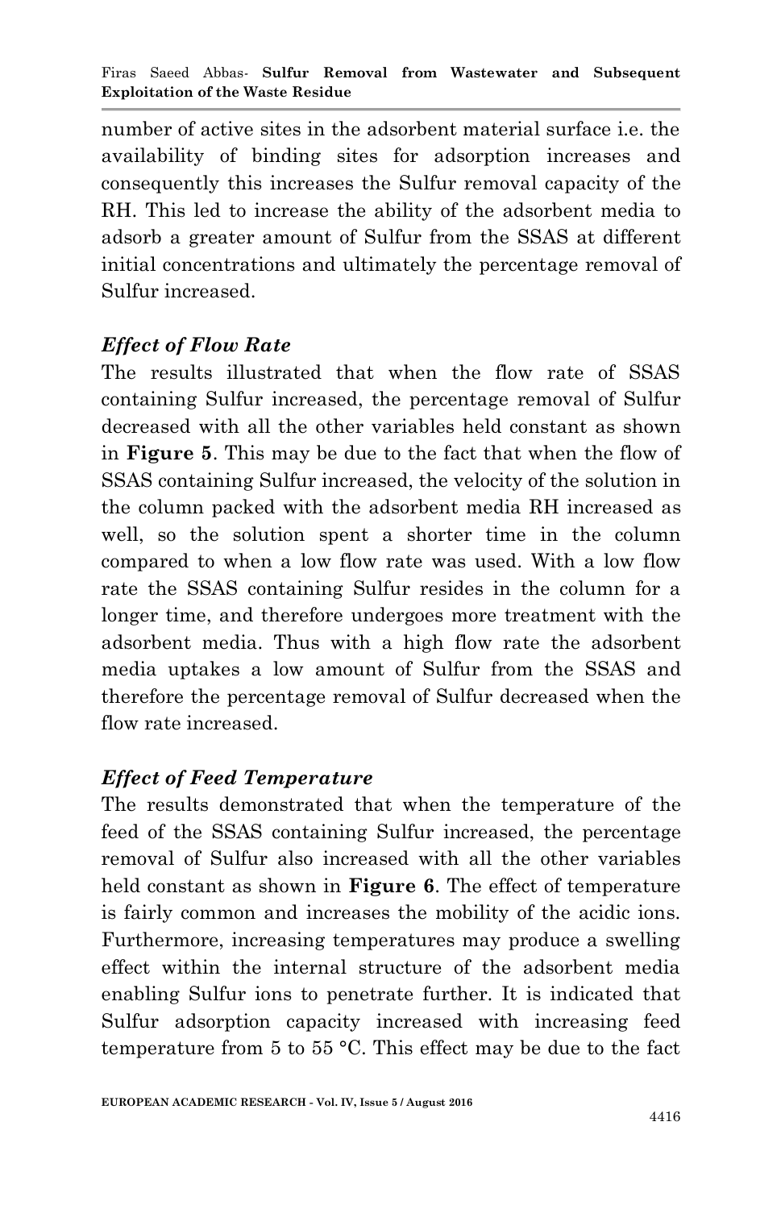number of active sites in the adsorbent material surface i.e. the availability of binding sites for adsorption increases and consequently this increases the Sulfur removal capacity of the RH. This led to increase the ability of the adsorbent media to adsorb a greater amount of Sulfur from the SSAS at different initial concentrations and ultimately the percentage removal of Sulfur increased.

### *Effect of Flow Rate*

The results illustrated that when the flow rate of SSAS containing Sulfur increased, the percentage removal of Sulfur decreased with all the other variables held constant as shown in **Figure 5**. This may be due to the fact that when the flow of SSAS containing Sulfur increased, the velocity of the solution in the column packed with the adsorbent media RH increased as well, so the solution spent a shorter time in the column compared to when a low flow rate was used. With a low flow rate the SSAS containing Sulfur resides in the column for a longer time, and therefore undergoes more treatment with the adsorbent media. Thus with a high flow rate the adsorbent media uptakes a low amount of Sulfur from the SSAS and therefore the percentage removal of Sulfur decreased when the flow rate increased.

### *Effect of Feed Temperature*

The results demonstrated that when the temperature of the feed of the SSAS containing Sulfur increased, the percentage removal of Sulfur also increased with all the other variables held constant as shown in **Figure 6**. The effect of temperature is fairly common and increases the mobility of the acidic ions. Furthermore, increasing temperatures may produce a swelling effect within the internal structure of the adsorbent media enabling Sulfur ions to penetrate further. It is indicated that Sulfur adsorption capacity increased with increasing feed temperature from 5 to 55 °C. This effect may be due to the fact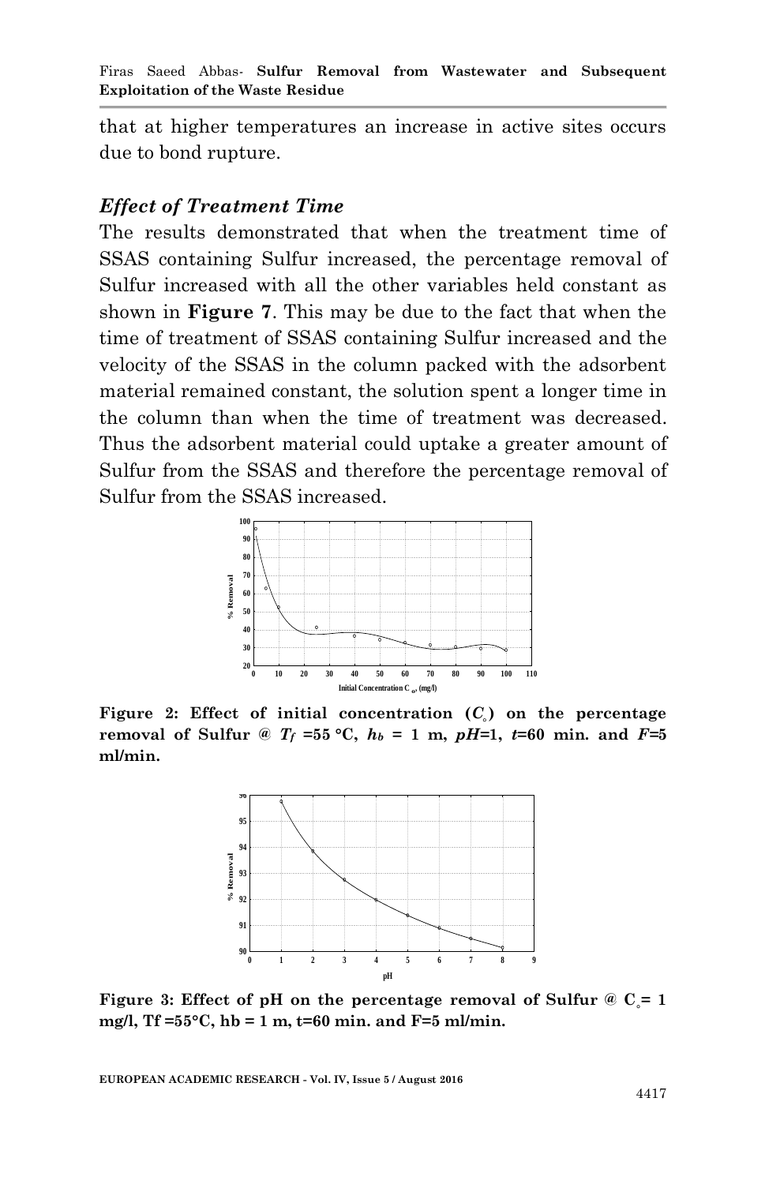that at higher temperatures an increase in active sites occurs due to bond rupture.

### *Effect of Treatment Time*

The results demonstrated that when the treatment time of SSAS containing Sulfur increased, the percentage removal of Sulfur increased with all the other variables held constant as shown in **Figure 7**. This may be due to the fact that when the time of treatment of SSAS containing Sulfur increased and the velocity of the SSAS in the column packed with the adsorbent material remained constant, the solution spent a longer time in the column than when the time of treatment was decreased. Thus the adsorbent material could uptake a greater amount of Sulfur from the SSAS and therefore the percentage removal of Sulfur from the SSAS increased.

% Removal

100
90
80
70
60
50
40
30
20

0 10 20 30 40 50 60 70 80 90 100 110

Initial Concentration C$_o$, (mg/l)

**Figure 2: Effect of initial concentration ($C_◦$) on the percentage removal of Sulfur @ $T_f$ =55 °C, $h_b$ = 1 m, $pH$=1, $t$=60 min. and $F$=5 ml/min.**

% Removal

96
95
94
93
92
91
90

0 1 2 3 4 5 6 7 8 9

pH

**Figure 3: Effect of pH on the percentage removal of Sulfur @ $C_◦$= 1 mg/l, Tf =55°C, hb = 1 m, t=60 min. and F=5 ml/min.**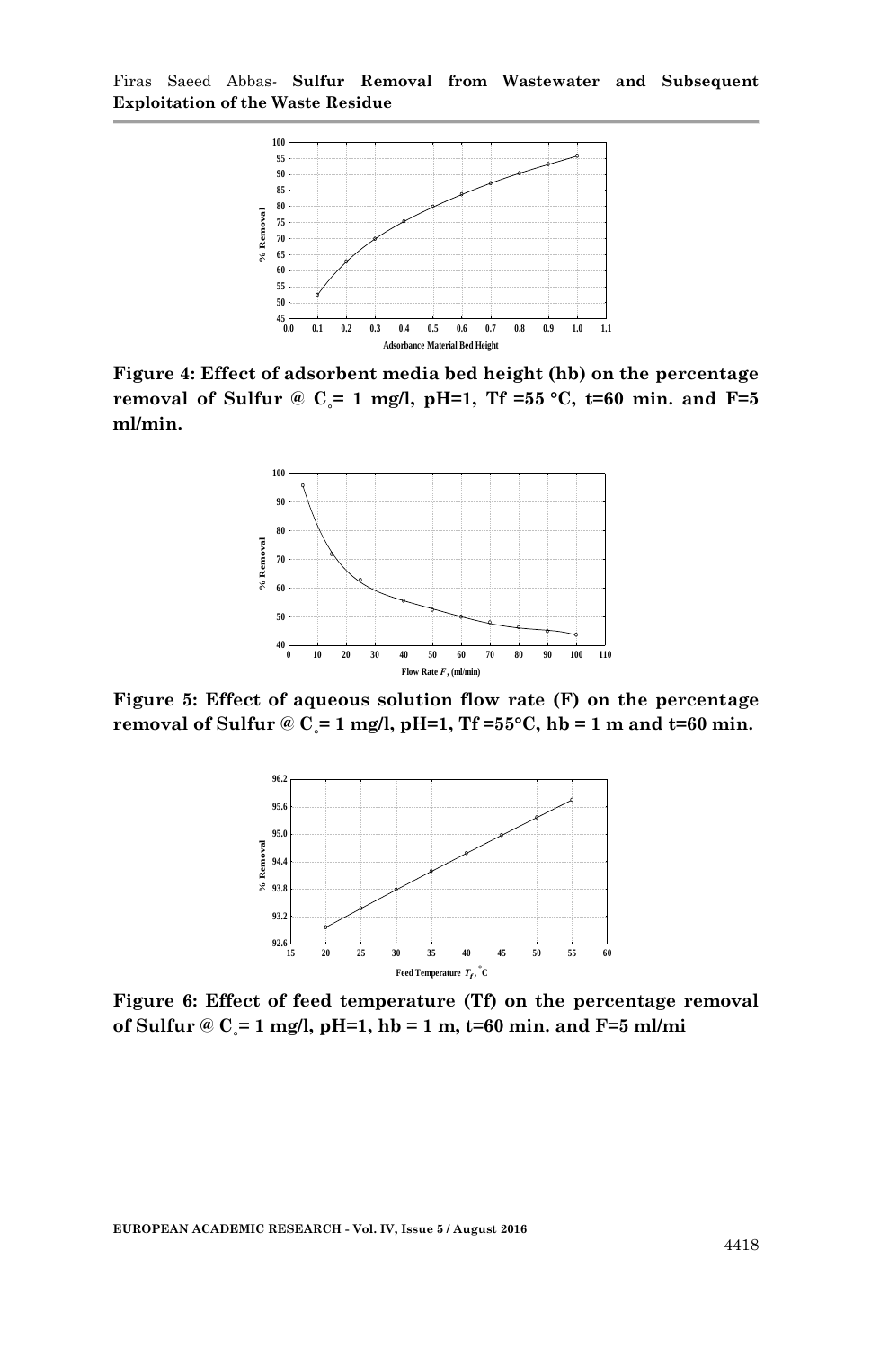100
95
90
85
80
75
70
65
60
55
50
45

% Removal

0.0 0.1 0.2 0.3 0.4 0.5 0.6 0.7 0.8 0.9 1.0 1.1

Adsorbance Material Bed Height

**Figure 4: Effect of adsorbent media bed height (hb) on the percentage removal of Sulfur @ $C_{\circ}$= 1 mg/l, pH=1, Tf =55 °C, t=60 min. and F=5 ml/min.**

100
90
80
70
60
50
40

% Removal

0 10 20 30 40 50 60 70 80 90 100 110

Flow Rate $F$, (ml/min)

**Figure 5: Effect of aqueous solution flow rate (F) on the percentage removal of Sulfur @ $C_{\circ}$= 1 mg/l, pH=1, Tf =55°C, hb = 1 m and t=60 min.**

96.2
95.6
95.0
94.4
93.8
93.2
92.6

% Removal

15 20 25 30 35 40 45 50 55 60

Feed Temperature $T_f$, °C

**Figure 6: Effect of feed temperature (Tf) on the percentage removal of Sulfur @ $C_{\circ}$= 1 mg/l, pH=1, hb = 1 m, t=60 min. and F=5 ml/mi**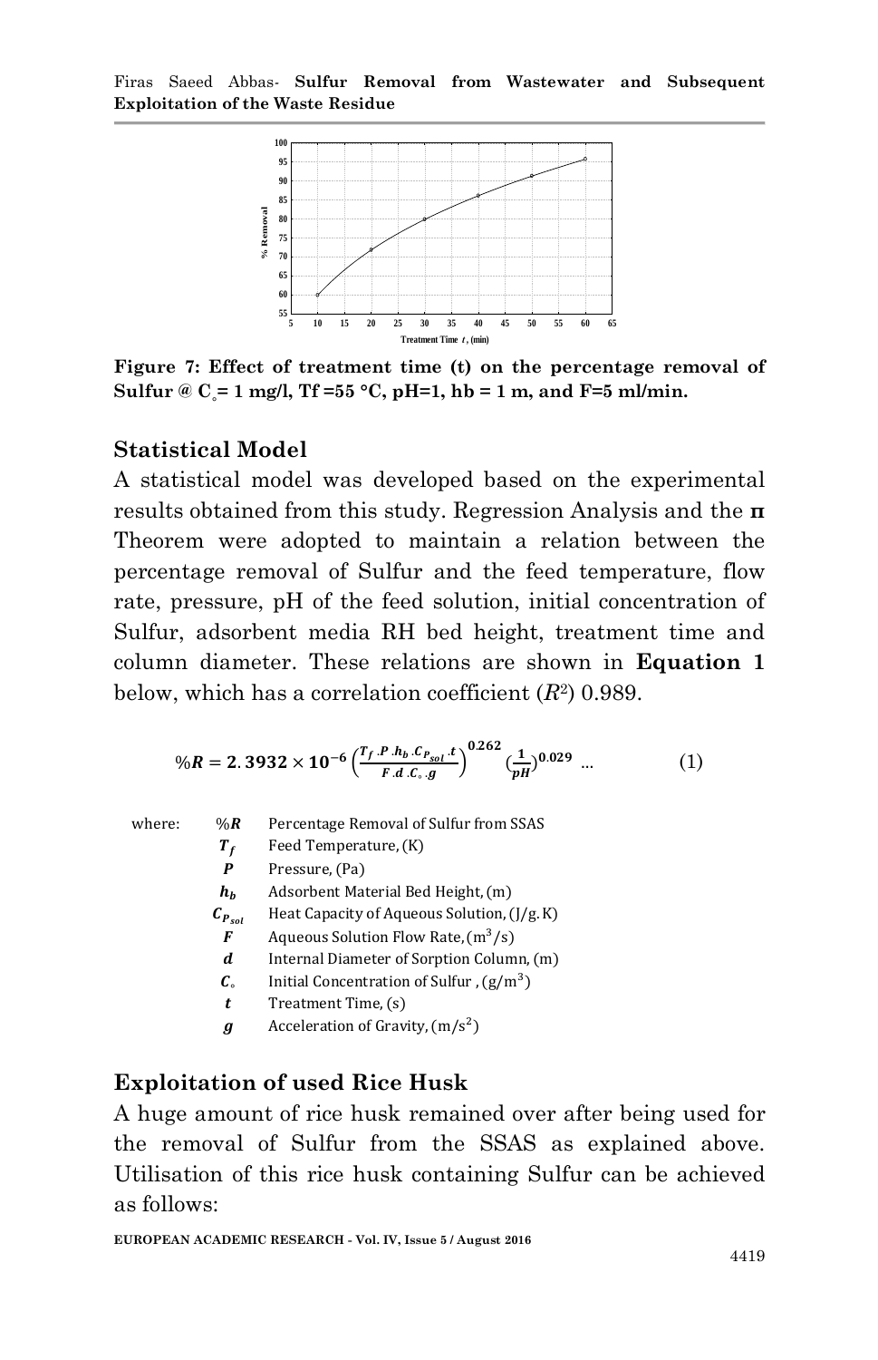100
95
90
85
80
75
70
65
60
55

% Removal

5 10 15 20 25 30 35 40 45 50 55 60 65

Treatment Time $t$, (min)

**Figure 7: Effect of treatment time (t) on the percentage removal of Sulfur @ $C_{\circ}$= 1 mg/l, Tf =55 °C, pH=1, hb = 1 m, and F=5 ml/min.**

## Statistical Model

A statistical model was developed based on the experimental results obtained from this study. Regression Analysis and the **π** Theorem were adopted to maintain a relation between the percentage removal of Sulfur and the feed temperature, flow rate, pressure, pH of the feed solution, initial concentration of Sulfur, adsorbent media RH bed height, treatment time and column diameter. These relations are shown in **Equation 1** below, which has a correlation coefficient ($R^2$) 0.989.

$$\%\boldsymbol{R} = \mathbf{2.3932 \times 10^{-6}} \left(\frac{T_f \cdot P \cdot h_b \cdot C_{P_{sol}} \cdot t}{F \cdot d \cdot C_{\circ} \cdot g}\right)^{\mathbf{0.262}} \left(\frac{1}{pH}\right)^{\mathbf{0.029}} \quad \ldots \qquad (1)$$

where:

| | |
|---|---|
| $\%\boldsymbol{R}$ | Percentage Removal of Sulfur from SSAS |
| $\boldsymbol{T_f}$ | Feed Temperature, (K) |
| $\boldsymbol{P}$ | Pressure, (Pa) |
| $\boldsymbol{h_b}$ | Adsorbent Material Bed Height, (m) |
| $\boldsymbol{C_{P_{sol}}}$ | Heat Capacity of Aqueous Solution, (J/g. K) |
| $\boldsymbol{F}$ | Aqueous Solution Flow Rate, ($m^3$/s) |
| $\boldsymbol{d}$ | Internal Diameter of Sorption Column, (m) |
| $\boldsymbol{C_{\circ}}$ | Initial Concentration of Sulfur , (g/$m^3$) |
| $\boldsymbol{t}$ | Treatment Time, (s) |
| $\boldsymbol{g}$ | Acceleration of Gravity, (m/$s^2$) |

## Exploitation of used Rice Husk

A huge amount of rice husk remained over after being used for the removal of Sulfur from the SSAS as explained above. Utilisation of this rice husk containing Sulfur can be achieved as follows: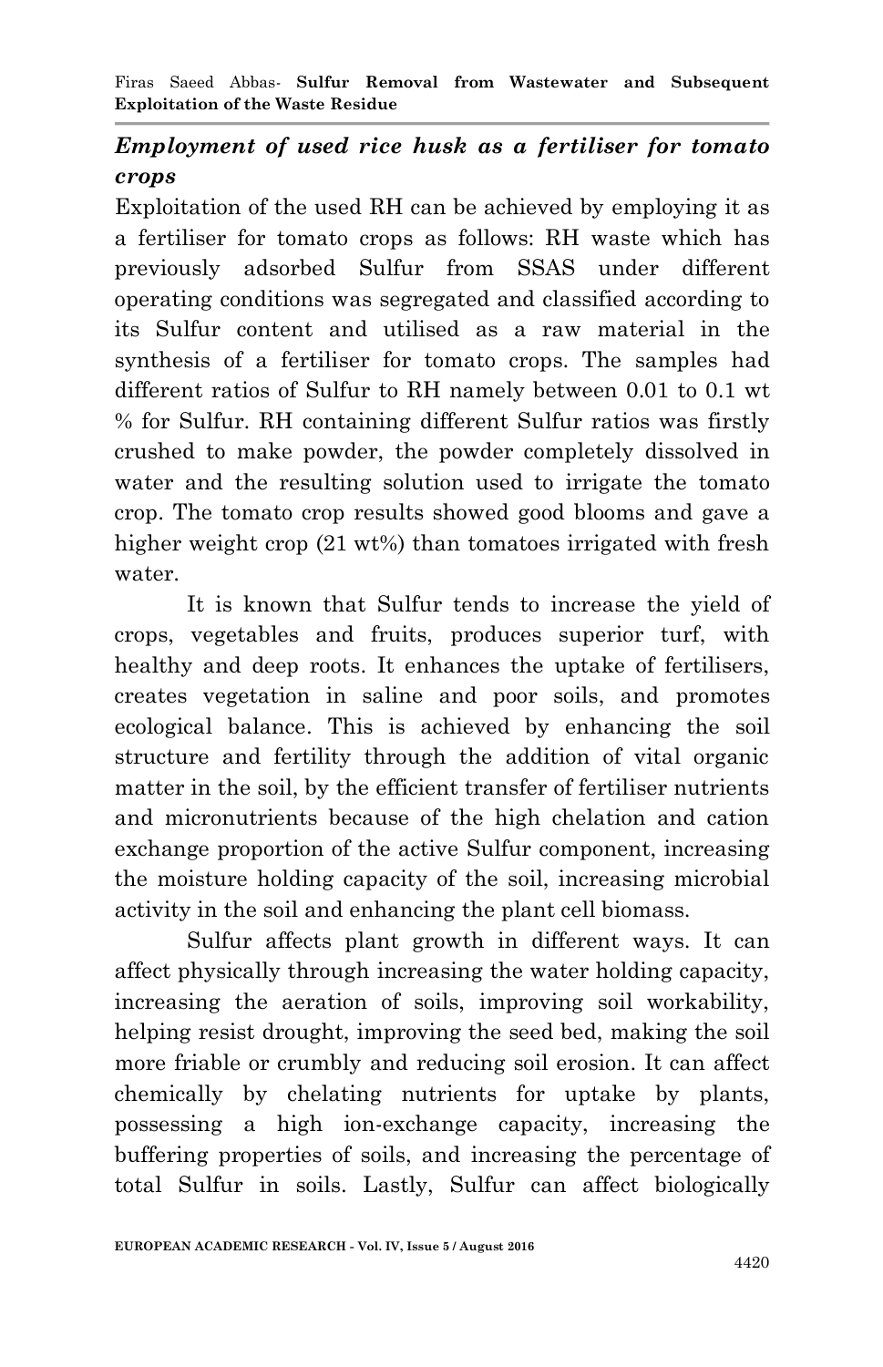## *Employment of used rice husk as a fertiliser for tomato crops*

Exploitation of the used RH can be achieved by employing it as a fertiliser for tomato crops as follows: RH waste which has previously adsorbed Sulfur from SSAS under different operating conditions was segregated and classified according to its Sulfur content and utilised as a raw material in the synthesis of a fertiliser for tomato crops. The samples had different ratios of Sulfur to RH namely between 0.01 to 0.1 wt % for Sulfur. RH containing different Sulfur ratios was firstly crushed to make powder, the powder completely dissolved in water and the resulting solution used to irrigate the tomato crop. The tomato crop results showed good blooms and gave a higher weight crop (21 wt%) than tomatoes irrigated with fresh water.

It is known that Sulfur tends to increase the yield of crops, vegetables and fruits, produces superior turf, with healthy and deep roots. It enhances the uptake of fertilisers, creates vegetation in saline and poor soils, and promotes ecological balance. This is achieved by enhancing the soil structure and fertility through the addition of vital organic matter in the soil, by the efficient transfer of fertiliser nutrients and micronutrients because of the high chelation and cation exchange proportion of the active Sulfur component, increasing the moisture holding capacity of the soil, increasing microbial activity in the soil and enhancing the plant cell biomass.

Sulfur affects plant growth in different ways. It can affect physically through increasing the water holding capacity, increasing the aeration of soils, improving soil workability, helping resist drought, improving the seed bed, making the soil more friable or crumbly and reducing soil erosion. It can affect chemically by chelating nutrients for uptake by plants, possessing a high ion-exchange capacity, increasing the buffering properties of soils, and increasing the percentage of total Sulfur in soils. Lastly, Sulfur can affect biologically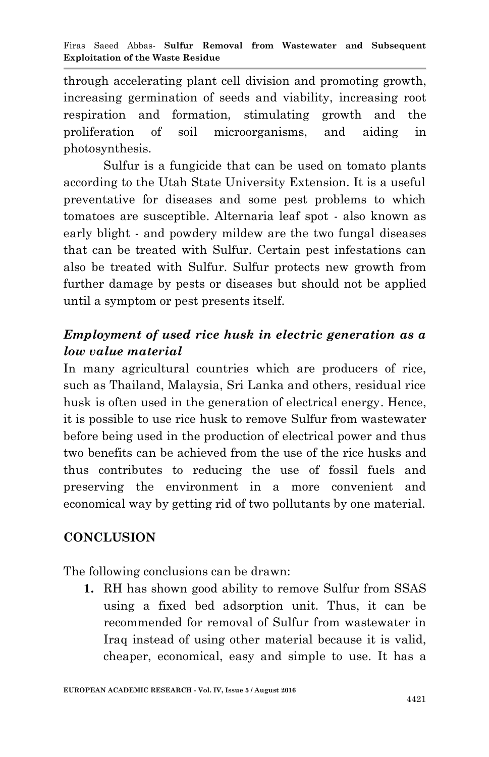through accelerating plant cell division and promoting growth, increasing germination of seeds and viability, increasing root respiration and formation, stimulating growth and the proliferation of soil microorganisms, and aiding in photosynthesis.

Sulfur is a fungicide that can be used on tomato plants according to the Utah State University Extension. It is a useful preventative for diseases and some pest problems to which tomatoes are susceptible. Alternaria leaf spot - also known as early blight - and powdery mildew are the two fungal diseases that can be treated with Sulfur. Certain pest infestations can also be treated with Sulfur. Sulfur protects new growth from further damage by pests or diseases but should not be applied until a symptom or pest presents itself.

### *Employment of used rice husk in electric generation as a low value material*

In many agricultural countries which are producers of rice, such as Thailand, Malaysia, Sri Lanka and others, residual rice husk is often used in the generation of electrical energy. Hence, it is possible to use rice husk to remove Sulfur from wastewater before being used in the production of electrical power and thus two benefits can be achieved from the use of the rice husks and thus contributes to reducing the use of fossil fuels and preserving the environment in a more convenient and economical way by getting rid of two pollutants by one material.

## CONCLUSION

The following conclusions can be drawn:

1. RH has shown good ability to remove Sulfur from SSAS using a fixed bed adsorption unit. Thus, it can be recommended for removal of Sulfur from wastewater in Iraq instead of using other material because it is valid, cheaper, economical, easy and simple to use. It has a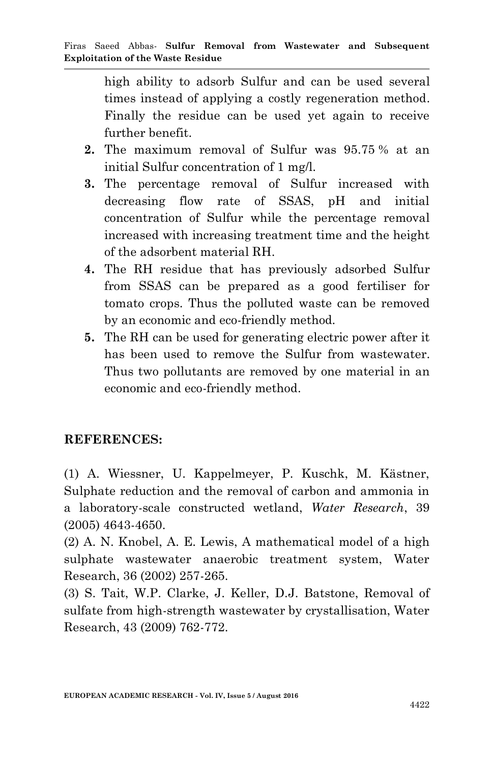high ability to adsorb Sulfur and can be used several times instead of applying a costly regeneration method. Finally the residue can be used yet again to receive further benefit.

2. The maximum removal of Sulfur was 95.75 % at an initial Sulfur concentration of 1 mg/l.
3. The percentage removal of Sulfur increased with decreasing flow rate of SSAS, pH and initial concentration of Sulfur while the percentage removal increased with increasing treatment time and the height of the adsorbent material RH.
4. The RH residue that has previously adsorbed Sulfur from SSAS can be prepared as a good fertiliser for tomato crops. Thus the polluted waste can be removed by an economic and eco-friendly method.
5. The RH can be used for generating electric power after it has been used to remove the Sulfur from wastewater. Thus two pollutants are removed by one material in an economic and eco-friendly method.

## REFERENCES:

(1) A. Wiessner, U. Kappelmeyer, P. Kuschk, M. Kästner, Sulphate reduction and the removal of carbon and ammonia in a laboratory-scale constructed wetland, *Water Research*, 39 (2005) 4643-4650.

(2) A. N. Knobel, A. E. Lewis, A mathematical model of a high sulphate wastewater anaerobic treatment system, Water Research, 36 (2002) 257-265.

(3) S. Tait, W.P. Clarke, J. Keller, D.J. Batstone, Removal of sulfate from high-strength wastewater by crystallisation, Water Research, 43 (2009) 762-772.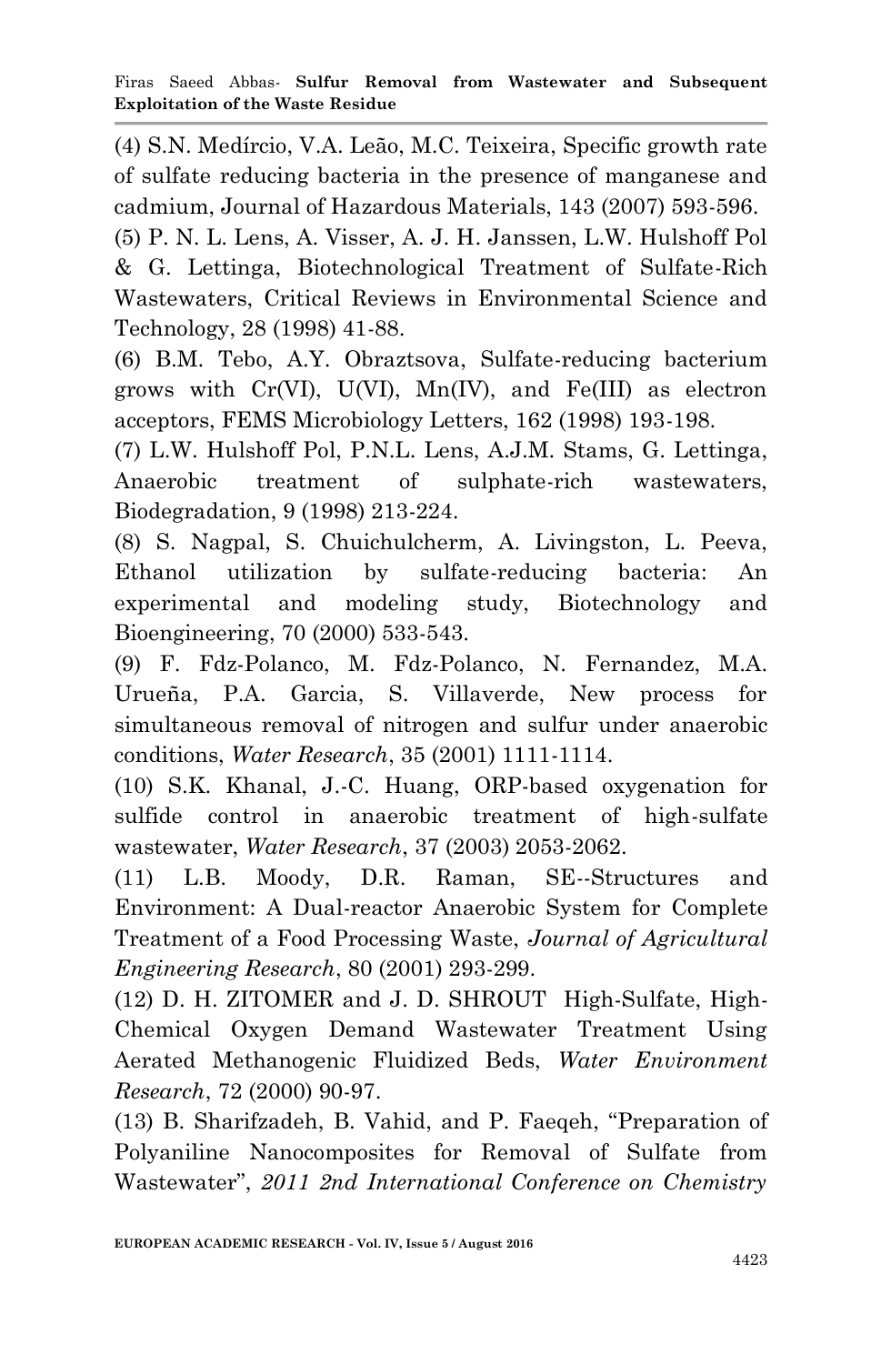(4) S.N. Medírcio, V.A. Leão, M.C. Teixeira, Specific growth rate of sulfate reducing bacteria in the presence of manganese and cadmium, Journal of Hazardous Materials, 143 (2007) 593-596.

(5) P. N. L. Lens, A. Visser, A. J. H. Janssen, L.W. Hulshoff Pol & G. Lettinga, Biotechnological Treatment of Sulfate-Rich Wastewaters, Critical Reviews in Environmental Science and Technology, 28 (1998) 41-88.

(6) B.M. Tebo, A.Y. Obraztsova, Sulfate-reducing bacterium grows with Cr(VI), U(VI), Mn(IV), and Fe(III) as electron acceptors, FEMS Microbiology Letters, 162 (1998) 193-198.

(7) L.W. Hulshoff Pol, P.N.L. Lens, A.J.M. Stams, G. Lettinga, Anaerobic treatment of sulphate-rich wastewaters, Biodegradation, 9 (1998) 213-224.

(8) S. Nagpal, S. Chuichulcherm, A. Livingston, L. Peeva, Ethanol utilization by sulfate-reducing bacteria: An experimental and modeling study, Biotechnology and Bioengineering, 70 (2000) 533-543.

(9) F. Fdz-Polanco, M. Fdz-Polanco, N. Fernandez, M.A. Urueña, P.A. Garcia, S. Villaverde, New process for simultaneous removal of nitrogen and sulfur under anaerobic conditions, *Water Research*, 35 (2001) 1111-1114.

(10) S.K. Khanal, J.-C. Huang, ORP-based oxygenation for sulfide control in anaerobic treatment of high-sulfate wastewater, *Water Research*, 37 (2003) 2053-2062.

(11) L.B. Moody, D.R. Raman, SE--Structures and Environment: A Dual-reactor Anaerobic System for Complete Treatment of a Food Processing Waste, *Journal of Agricultural Engineering Research*, 80 (2001) 293-299.

(12) D. H. ZITOMER and J. D. SHROUT High-Sulfate, High-Chemical Oxygen Demand Wastewater Treatment Using Aerated Methanogenic Fluidized Beds, *Water Environment Research*, 72 (2000) 90-97.

(13) B. Sharifzadeh, B. Vahid, and P. Faeqeh, "Preparation of Polyaniline Nanocomposites for Removal of Sulfate from Wastewater", *2011 2nd International Conference on Chemistry*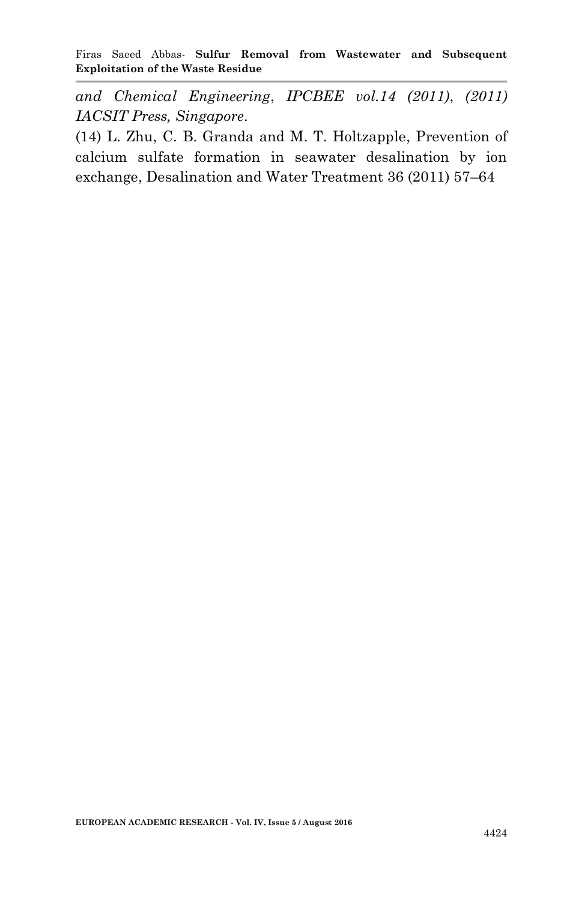*and Chemical Engineering*, *IPCBEE vol.14 (2011)*, *(2011) IACSIT Press, Singapore*.

(14) L. Zhu, C. B. Granda and M. T. Holtzapple, Prevention of calcium sulfate formation in seawater desalination by ion exchange, Desalination and Water Treatment 36 (2011) 57–64